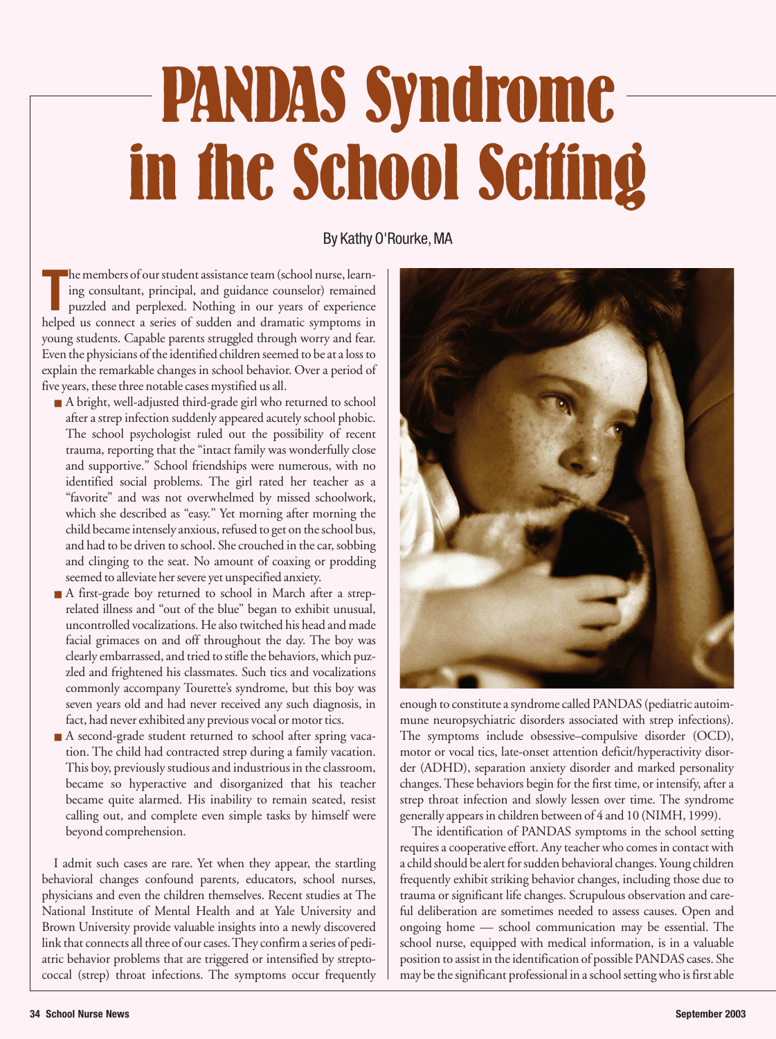# PANDAS Syndrome in the School Setting

By Kathy O'Rourke, MA

The members of our student assistance team (school nurse, learning consultant, principal, and guidance counselor) remained puzzled and perplexed. Nothing in our years of experience helped us connect a series of sudden and dramatic symptoms in young students. Capable parents struggled through worry and fear. Even the physicians of the identified children seemed to be at a loss to explain the remarkable changes in school behavior. Over a period of five years, these three notable cases mystified us all.

- A bright, well-adjusted third-grade girl who returned to school after a strep infection suddenly appeared acutely school phobic. The school psychologist ruled out the possibility of recent trauma, reporting that the "intact family was wonderfully close and supportive." School friendships were numerous, with no identified social problems. The girl rated her teacher as a "favorite" and was not overwhelmed by missed schoolwork, which she described as "easy." Yet morning after morning the child became intensely anxious, refused to get on the school bus, and had to be driven to school. She crouched in the car, sobbing and clinging to the seat. No amount of coaxing or prodding seemed to alleviate her severe yet unspecified anxiety.
- A first-grade boy returned to school in March after a strep-related illness and "out of the blue" began to exhibit unusual, uncontrolled vocalizations. He also twitched his head and made facial grimaces on and off throughout the day. The boy was clearly embarrassed, and tried to stifle the behaviors, which puzzled and frightened his classmates. Such tics and vocalizations commonly accompany Tourette's syndrome, but this boy was seven years old and had never received any such diagnosis, in fact, had never exhibited any previous vocal or motor tics.
- A second-grade student returned to school after spring vacation. The child had contracted strep during a family vacation. This boy, previously studious and industrious in the classroom, became so hyperactive and disorganized that his teacher became quite alarmed. His inability to remain seated, resist calling out, and complete even simple tasks by himself were beyond comprehension.

I admit such cases are rare. Yet when they appear, the startling behavioral changes confound parents, educators, school nurses, physicians and even the children themselves. Recent studies at The National Institute of Mental Health and at Yale University and Brown University provide valuable insights into a newly discovered link that connects all three of our cases. They confirm a series of pediatric behavior problems that are triggered or intensified by streptococcal (strep) throat infections. The symptoms occur frequently enough to constitute a syndrome called PANDAS (pediatric autoimmune neuropsychiatric disorders associated with strep infections). The symptoms include obsessive–compulsive disorder (OCD), motor or vocal tics, late-onset attention deficit/hyperactivity disorder (ADHD), separation anxiety disorder and marked personality changes. These behaviors begin for the first time, or intensify, after a strep throat infection and slowly lessen over time. The syndrome generally appears in children between of 4 and 10 (NIMH, 1999).

The identification of PANDAS symptoms in the school setting requires a cooperative effort. Any teacher who comes in contact with a child should be alert for sudden behavioral changes. Young children frequently exhibit striking behavior changes, including those due to trauma or significant life changes. Scrupulous observation and careful deliberation are sometimes needed to assess causes. Open and ongoing home — school communication may be essential. The school nurse, equipped with medical information, is in a valuable position to assist in the identification of possible PANDAS cases. She may be the significant professional in a school setting who is first able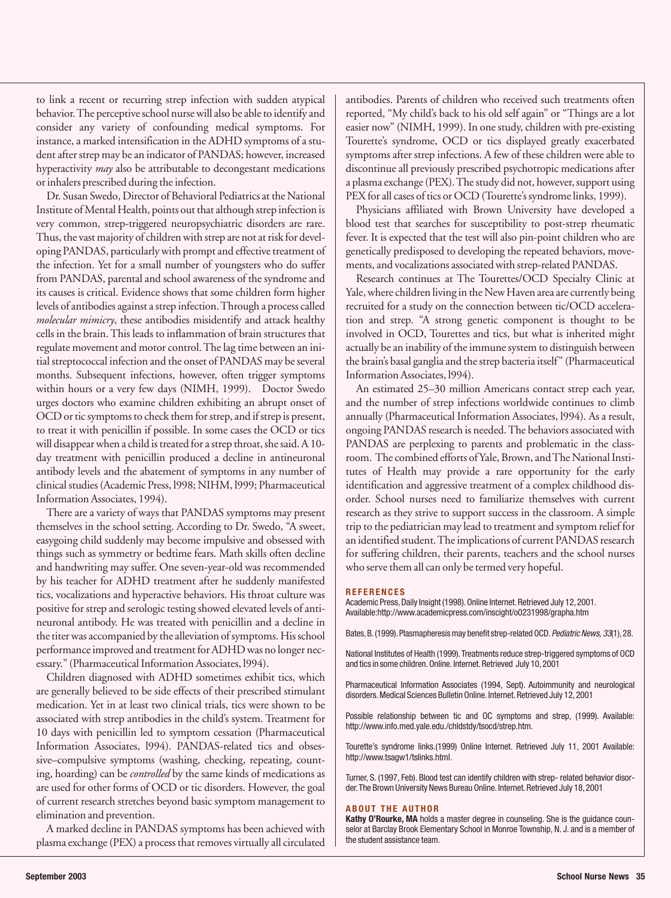to link a recent or recurring strep infection with sudden atypical behavior. The perceptive school nurse will also be able to identify and consider any variety of confounding medical symptoms. For instance, a marked intensification in the ADHD symptoms of a student after strep may be an indicator of PANDAS; however, increased hyperactivity *may* also be attributable to decongestant medications or inhalers prescribed during the infection.

Dr. Susan Swedo, Director of Behavioral Pediatrics at the National Institute of Mental Health, points out that although strep infection is very common, strep-triggered neuropsychiatric disorders are rare. Thus, the vast majority of children with strep are not at risk for developing PANDAS, particularly with prompt and effective treatment of the infection. Yet for a small number of youngsters who do suffer from PANDAS, parental and school awareness of the syndrome and its causes is critical. Evidence shows that some children form higher levels of antibodies against a strep infection. Through a process called *molecular mimicry*, these antibodies misidentify and attack healthy cells in the brain. This leads to inflammation of brain structures that regulate movement and motor control. The lag time between an initial streptococcal infection and the onset of PANDAS may be several months. Subsequent infections, however, often trigger symptoms within hours or a very few days (NIMH, 1999). Doctor Swedo urges doctors who examine children exhibiting an abrupt onset of OCD or tic symptoms to check them for strep, and if strep is present, to treat it with penicillin if possible. In some cases the OCD or tics will disappear when a child is treated for a strep throat, she said. A 10-day treatment with penicillin produced a decline in antineuronal antibody levels and the abatement of symptoms in any number of clinical studies (Academic Press, l998; NIHM, l999; Pharmaceutical Information Associates, 1994).

There are a variety of ways that PANDAS symptoms may present themselves in the school setting. According to Dr. Swedo, "A sweet, easygoing child suddenly may become impulsive and obsessed with things such as symmetry or bedtime fears. Math skills often decline and handwriting may suffer. One seven-year-old was recommended by his teacher for ADHD treatment after he suddenly manifested tics, vocalizations and hyperactive behaviors. His throat culture was positive for strep and serologic testing showed elevated levels of antineuronal antibody. He was treated with penicillin and a decline in the titer was accompanied by the alleviation of symptoms. His school performance improved and treatment for ADHD was no longer necessary." (Pharmaceutical Information Associates, l994).

Children diagnosed with ADHD sometimes exhibit tics, which are generally believed to be side effects of their prescribed stimulant medication. Yet in at least two clinical trials, tics were shown to be associated with strep antibodies in the child's system. Treatment for 10 days with penicillin led to symptom cessation (Pharmaceutical Information Associates, l994). PANDAS-related tics and obsessive–compulsive symptoms (washing, checking, repeating, counting, hoarding) can be *controlled* by the same kinds of medications as are used for other forms of OCD or tic disorders. However, the goal of current research stretches beyond basic symptom management to elimination and prevention.

A marked decline in PANDAS symptoms has been achieved with plasma exchange (PEX) a process that removes virtually all circulated antibodies. Parents of children who received such treatments often reported, "My child's back to his old self again" or "Things are a lot easier now" (NIMH, 1999). In one study, children with pre-existing Tourette's syndrome, OCD or tics displayed greatly exacerbated symptoms after strep infections. A few of these children were able to discontinue all previously prescribed psychotropic medications after a plasma exchange (PEX). The study did not, however, support using PEX for all cases of tics or OCD (Tourette's syndrome links, 1999).

Physicians affiliated with Brown University have developed a blood test that searches for susceptibility to post-strep rheumatic fever. It is expected that the test will also pin-point children who are genetically predisposed to developing the repeated behaviors, movements, and vocalizations associated with strep-related PANDAS.

Research continues at The Tourettes/OCD Specialty Clinic at Yale, where children living in the New Haven area are currently being recruited for a study on the connection between tic/OCD acceleration and strep. "A strong genetic component is thought to be involved in OCD, Tourettes and tics, but what is inherited might actually be an inability of the immune system to distinguish between the brain's basal ganglia and the strep bacteria itself" (Pharmaceutical Information Associates, l994).

An estimated 25–30 million Americans contact strep each year, and the number of strep infections worldwide continues to climb annually (Pharmaceutical Information Associates, l994). As a result, ongoing PANDAS research is needed. The behaviors associated with PANDAS are perplexing to parents and problematic in the classroom. The combined efforts of Yale, Brown, and The National Institutes of Health may provide a rare opportunity for the early identification and aggressive treatment of a complex childhood disorder. School nurses need to familiarize themselves with current research as they strive to support success in the classroom. A simple trip to the pediatrician may lead to treatment and symptom relief for an identified student. The implications of current PANDAS research for suffering children, their parents, teachers and the school nurses who serve them all can only be termed very hopeful.

## REFERENCES

Academic Press, Daily Insight (1998). Online Internet. Retrieved July 12, 2001. Available:http://www.academicpress.com/inscight/o0231998/grapha.htm

Bates, B. (1999). Plasmapheresis may benefit strep-related OCD. *Pediatric News, 33*(1), 28.

National Institutes of Health (1999). Treatments reduce strep-triggered symptoms of OCD and tics in some children. Online. Internet. Retrieved July 10, 2001

Pharmaceutical Information Associates (1994, Sept). Autoimmunity and neurological disorders. Medical Sciences Bulletin Online. Internet. Retrieved July 12, 2001

Possible relationship between tic and OC symptoms and strep, (1999). Available: http://www.info.med.yale.edu./chldstdy/tsocd/strep.htm.

Tourette's syndrome links.(1999) Online Internet. Retrieved July 11, 2001 Available: http://www.tsagw1/tslinks.html.

Turner, S. (1997, Feb). Blood test can identify children with strep- related behavior disorder. The Brown University News Bureau Online. Internet. Retrieved July 18, 2001

## ABOUT THE AUTHOR

**Kathy O'Rourke, MA** holds a master degree in counseling. She is the guidance counselor at Barclay Brook Elementary School in Monroe Township, N. J. and is a member of the student assistance team.